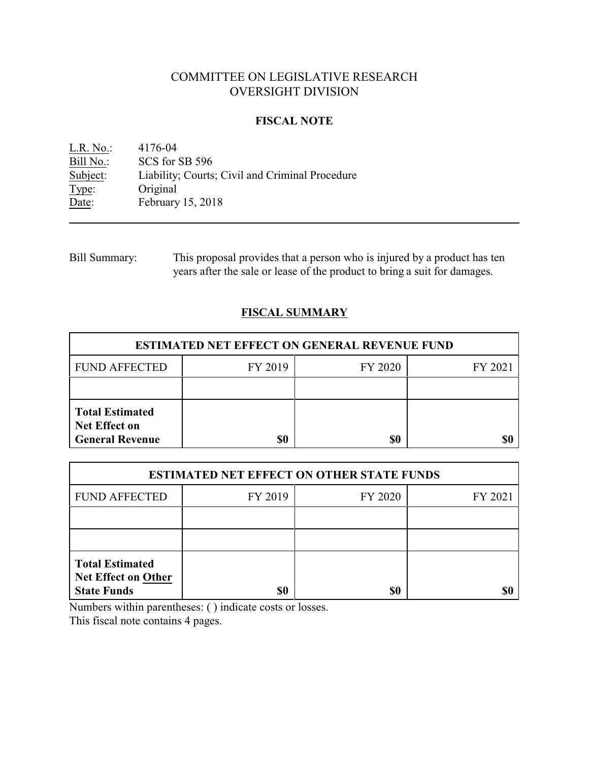# COMMITTEE ON LEGISLATIVE RESEARCH
# OVERSIGHT DIVISION

## FISCAL NOTE

L.R. No.: 4176-04
Bill No.: SCS for SB 596
Subject: Liability; Courts; Civil and Criminal Procedure
Type: Original
Date: February 15, 2018

---

Bill Summary: This proposal provides that a person who is injured by a product has ten years after the sale or lease of the product to bring a suit for damages.

## FISCAL SUMMARY

| ESTIMATED NET EFFECT ON GENERAL REVENUE FUND | | | |
|---|---|---|---|
| FUND AFFECTED | FY 2019 | FY 2020 | FY 2021 |
| | | | |
| **Total Estimated Net Effect on General Revenue** | **$0** | **$0** | **$0** |

| ESTIMATED NET EFFECT ON OTHER STATE FUNDS | | | |
|---|---|---|---|
| FUND AFFECTED | FY 2019 | FY 2020 | FY 2021 |
| | | | |
| | | | |
| **Total Estimated Net Effect on Other State Funds** | **$0** | **$0** | **$0** |

Numbers within parentheses: ( ) indicate costs or losses.
This fiscal note contains 4 pages.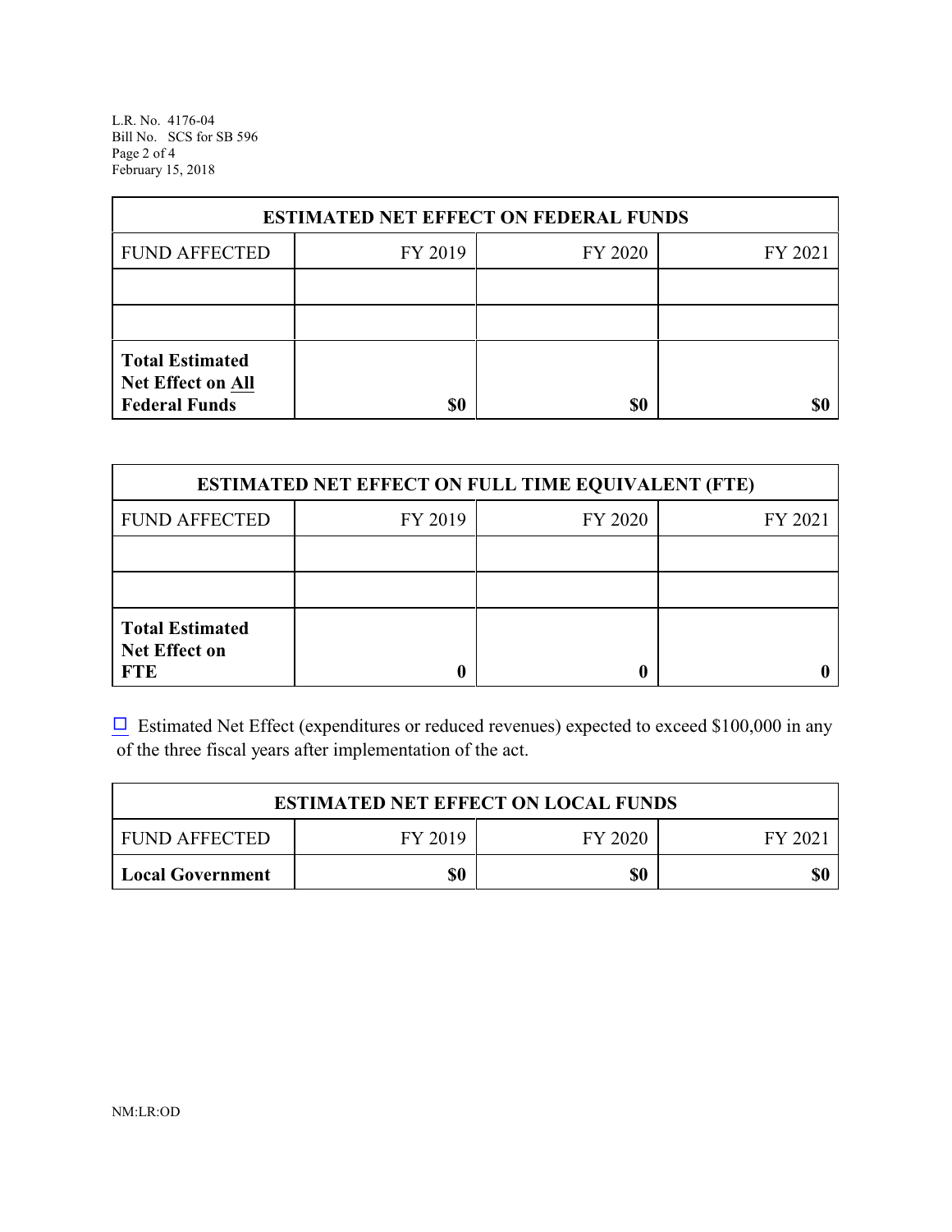| ESTIMATED NET EFFECT ON FEDERAL FUNDS | | | |
|---|---|---|---|
| FUND AFFECTED | FY 2019 | FY 2020 | FY 2021 |
| | | | |
| | | | |
| **Total Estimated Net Effect on All Federal Funds** | **$0** | **$0** | **$0** |

| ESTIMATED NET EFFECT ON FULL TIME EQUIVALENT (FTE) | | | |
|---|---|---|---|
| FUND AFFECTED | FY 2019 | FY 2020 | FY 2021 |
| | | | |
| | | | |
| **Total Estimated Net Effect on FTE** | **0** | **0** | **0** |

☐ Estimated Net Effect (expenditures or reduced revenues) expected to exceed $100,000 in any of the three fiscal years after implementation of the act.

| ESTIMATED NET EFFECT ON LOCAL FUNDS | | | |
|---|---|---|---|
| FUND AFFECTED | FY 2019 | FY 2020 | FY 2021 |
| **Local Government** | **$0** | **$0** | **$0** |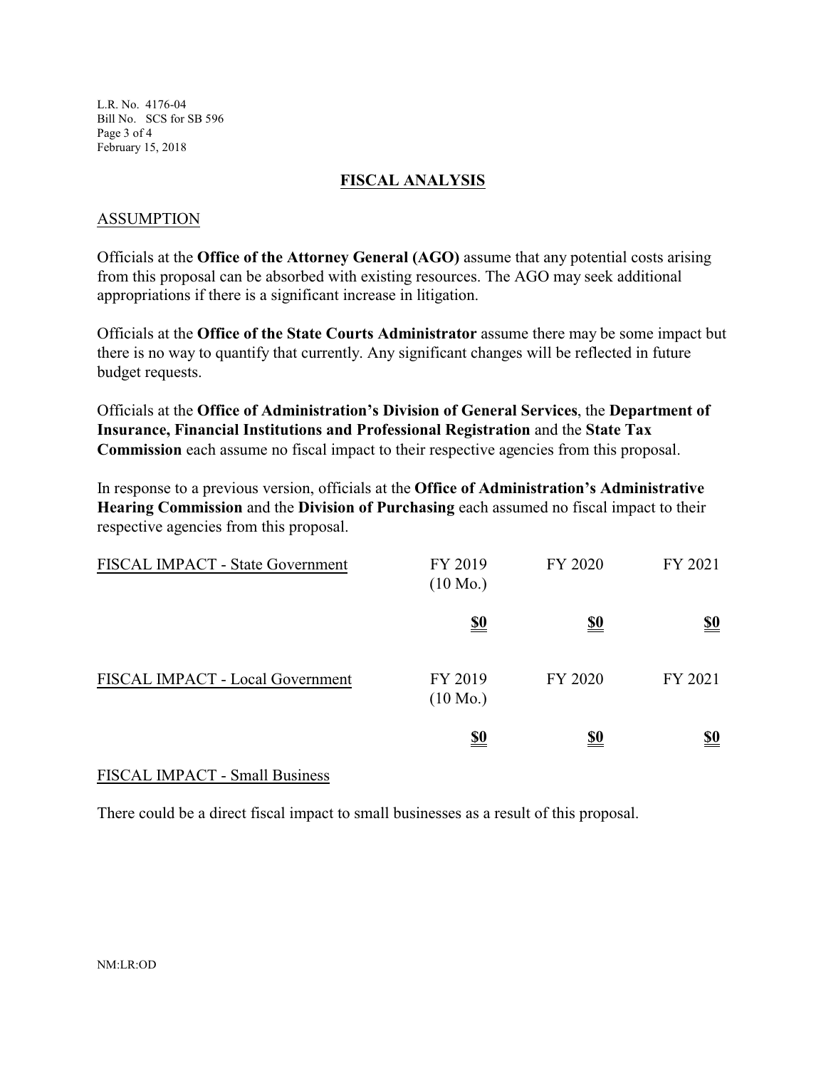## FISCAL ANALYSIS

### ASSUMPTION

Officials at the **Office of the Attorney General (AGO)** assume that any potential costs arising from this proposal can be absorbed with existing resources. The AGO may seek additional appropriations if there is a significant increase in litigation.

Officials at the **Office of the State Courts Administrator** assume there may be some impact but there is no way to quantify that currently. Any significant changes will be reflected in future budget requests.

Officials at the **Office of Administration's Division of General Services**, the **Department of Insurance, Financial Institutions and Professional Registration** and the **State Tax Commission** each assume no fiscal impact to their respective agencies from this proposal.

In response to a previous version, officials at the **Office of Administration's Administrative Hearing Commission** and the **Division of Purchasing** each assumed no fiscal impact to their respective agencies from this proposal.

| FISCAL IMPACT - State Government | FY 2019 (10 Mo.) | FY 2020 | FY 2021 |
|---|---|---|---|
| | **$0** | **$0** | **$0** |

| FISCAL IMPACT - Local Government | FY 2019 (10 Mo.) | FY 2020 | FY 2021 |
|---|---|---|---|
| | **$0** | **$0** | **$0** |

### FISCAL IMPACT - Small Business

There could be a direct fiscal impact to small businesses as a result of this proposal.

NM:LR:OD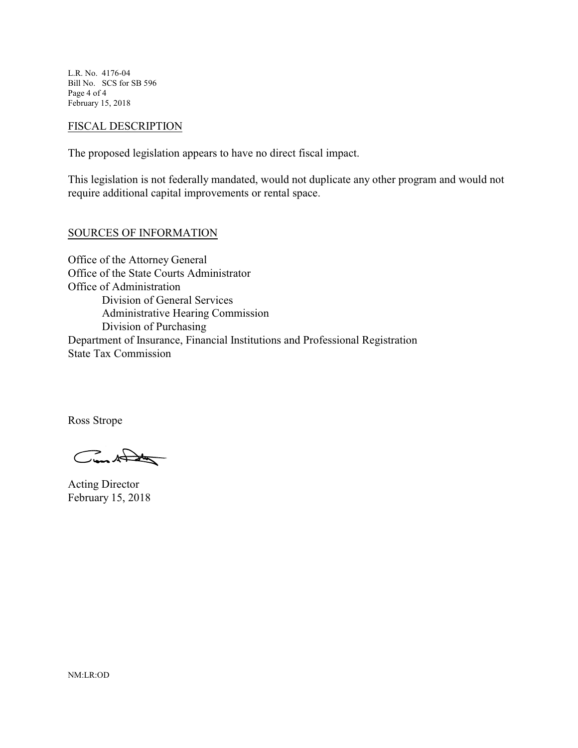## FISCAL DESCRIPTION

The proposed legislation appears to have no direct fiscal impact.

This legislation is not federally mandated, would not duplicate any other program and would not require additional capital improvements or rental space.

## SOURCES OF INFORMATION

Office of the Attorney General
Office of the State Courts Administrator
Office of Administration
  Division of General Services
  Administrative Hearing Commission
  Division of Purchasing
Department of Insurance, Financial Institutions and Professional Registration
State Tax Commission

Ross Strope

Acting Director
February 15, 2018

NM:LR:OD